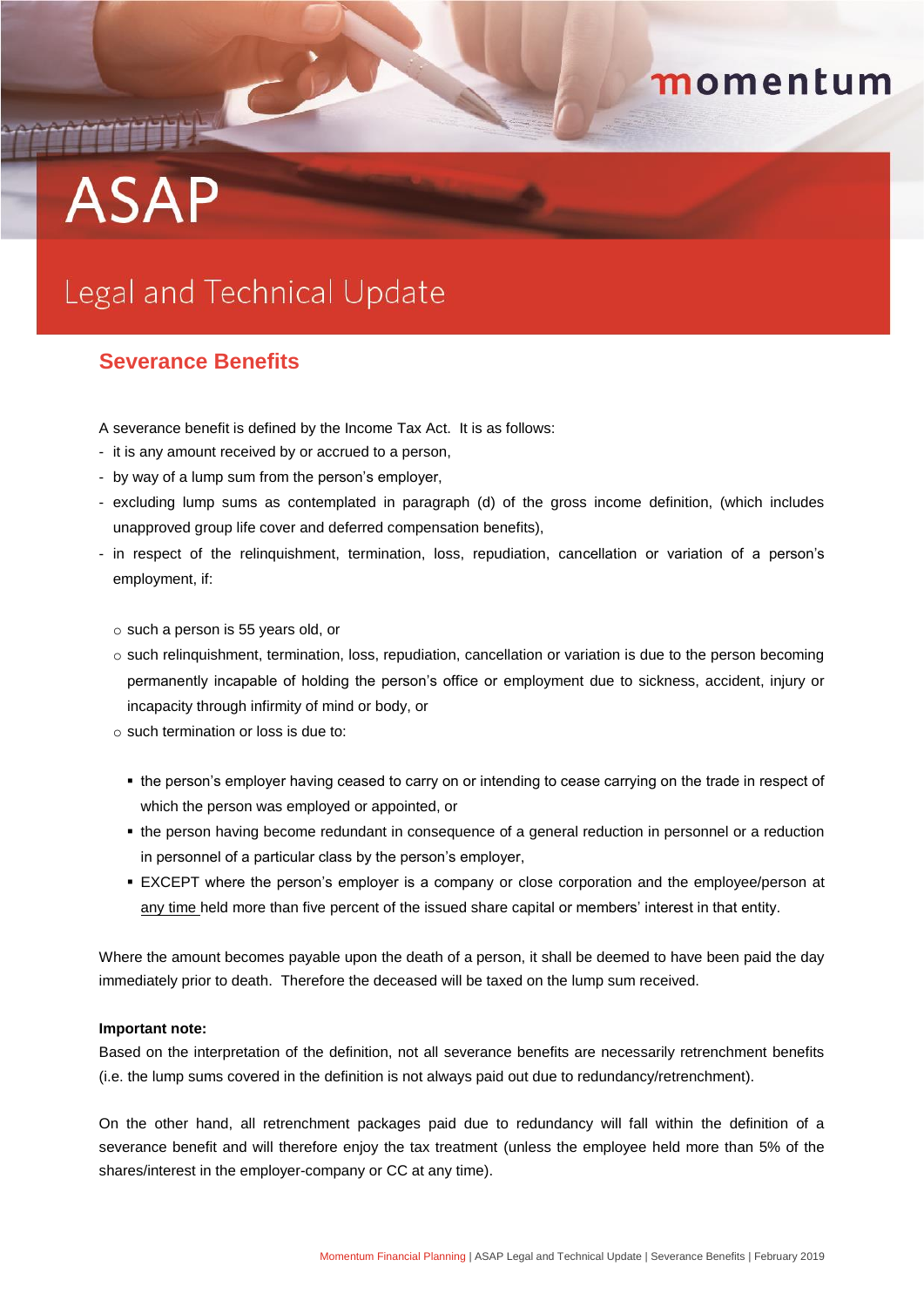momentum

# ASAP

## Legal and Technical Update

### Severance Benefits

A severance benefit is defined by the Income Tax Act. It is as follows:

- it is any amount received by or accrued to a person,
- by way of a lump sum from the person's employer,
- excluding lump sums as contemplated in paragraph (d) of the gross income definition, (which includes unapproved group life cover and deferred compensation benefits),
- in respect of the relinquishment, termination, loss, repudiation, cancellation or variation of a person's employment, if:
  - such a person is 55 years old, or
  - such relinquishment, termination, loss, repudiation, cancellation or variation is due to the person becoming permanently incapable of holding the person's office or employment due to sickness, accident, injury or incapacity through infirmity of mind or body, or
  - such termination or loss is due to:
    - the person's employer having ceased to carry on or intending to cease carrying on the trade in respect of which the person was employed or appointed, or
    - the person having become redundant in consequence of a general reduction in personnel or a reduction in personnel of a particular class by the person's employer,
    - EXCEPT where the person's employer is a company or close corporation and the employee/person at any time held more than five percent of the issued share capital or members' interest in that entity.

Where the amount becomes payable upon the death of a person, it shall be deemed to have been paid the day immediately prior to death. Therefore the deceased will be taxed on the lump sum received.

**Important note:**
Based on the interpretation of the definition, not all severance benefits are necessarily retrenchment benefits (i.e. the lump sums covered in the definition is not always paid out due to redundancy/retrenchment).

On the other hand, all retrenchment packages paid due to redundancy will fall within the definition of a severance benefit and will therefore enjoy the tax treatment (unless the employee held more than 5% of the shares/interest in the employer-company or CC at any time).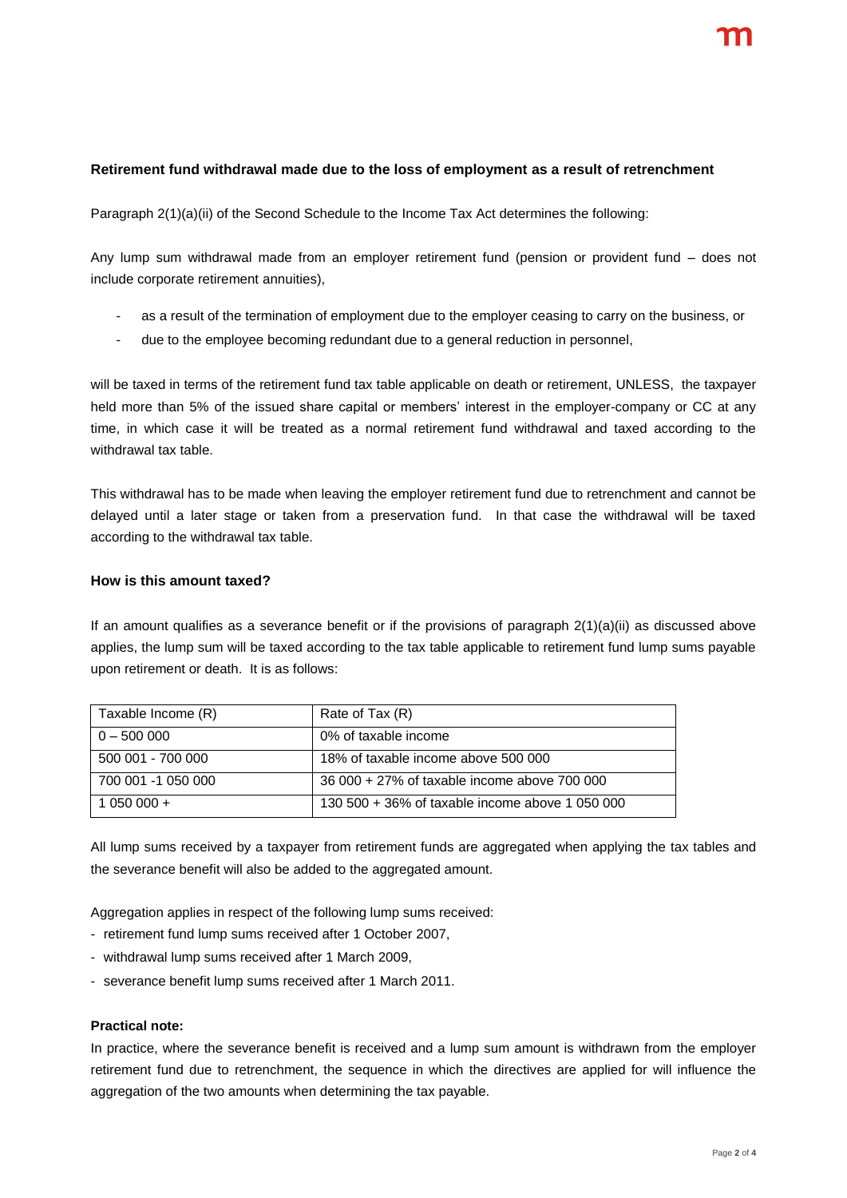**Retirement fund withdrawal made due to the loss of employment as a result of retrenchment**

Paragraph 2(1)(a)(ii) of the Second Schedule to the Income Tax Act determines the following:

Any lump sum withdrawal made from an employer retirement fund (pension or provident fund – does not include corporate retirement annuities),

- as a result of the termination of employment due to the employer ceasing to carry on the business, or
- due to the employee becoming redundant due to a general reduction in personnel,

will be taxed in terms of the retirement fund tax table applicable on death or retirement, UNLESS, the taxpayer held more than 5% of the issued share capital or members' interest in the employer-company or CC at any time, in which case it will be treated as a normal retirement fund withdrawal and taxed according to the withdrawal tax table.

This withdrawal has to be made when leaving the employer retirement fund due to retrenchment and cannot be delayed until a later stage or taken from a preservation fund. In that case the withdrawal will be taxed according to the withdrawal tax table.

**How is this amount taxed?**

If an amount qualifies as a severance benefit or if the provisions of paragraph 2(1)(a)(ii) as discussed above applies, the lump sum will be taxed according to the tax table applicable to retirement fund lump sums payable upon retirement or death. It is as follows:

| Taxable Income (R) | Rate of Tax (R) |
|---|---|
| 0 – 500 000 | 0% of taxable income |
| 500 001 - 700 000 | 18% of taxable income above 500 000 |
| 700 001 -1 050 000 | 36 000 + 27% of taxable income above 700 000 |
| 1 050 000 + | 130 500 + 36% of taxable income above 1 050 000 |

All lump sums received by a taxpayer from retirement funds are aggregated when applying the tax tables and the severance benefit will also be added to the aggregated amount.

Aggregation applies in respect of the following lump sums received:

- retirement fund lump sums received after 1 October 2007,
- withdrawal lump sums received after 1 March 2009,
- severance benefit lump sums received after 1 March 2011.

**Practical note:**

In practice, where the severance benefit is received and a lump sum amount is withdrawn from the employer retirement fund due to retrenchment, the sequence in which the directives are applied for will influence the aggregation of the two amounts when determining the tax payable.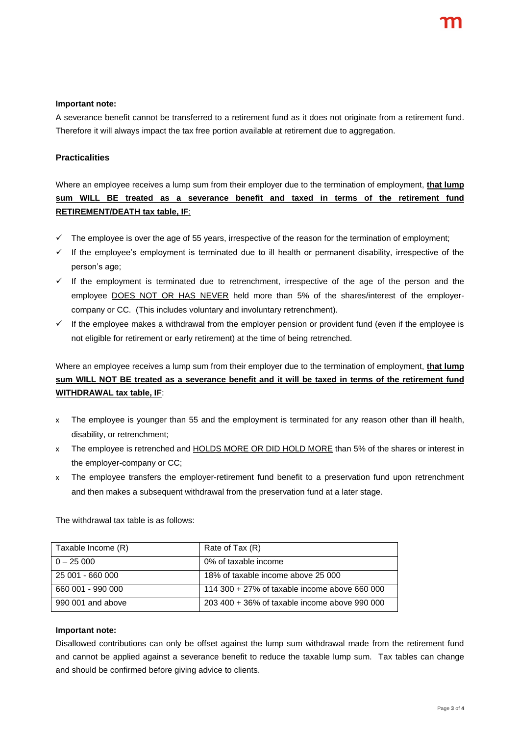**Important note:**

A severance benefit cannot be transferred to a retirement fund as it does not originate from a retirement fund. Therefore it will always impact the tax free portion available at retirement due to aggregation.

**Practicalities**

Where an employee receives a lump sum from their employer due to the termination of employment, **that lump sum WILL BE treated as a severance benefit and taxed in terms of the retirement fund RETIREMENT/DEATH tax table, IF**:

- ✓ The employee is over the age of 55 years, irrespective of the reason for the termination of employment;
- ✓ If the employee's employment is terminated due to ill health or permanent disability, irrespective of the person's age;
- ✓ If the employment is terminated due to retrenchment, irrespective of the age of the person and the employee DOES NOT OR HAS NEVER held more than 5% of the shares/interest of the employer-company or CC. (This includes voluntary and involuntary retrenchment).
- ✓ If the employee makes a withdrawal from the employer pension or provident fund (even if the employee is not eligible for retirement or early retirement) at the time of being retrenched.

Where an employee receives a lump sum from their employer due to the termination of employment, **that lump sum WILL NOT BE treated as a severance benefit and it will be taxed in terms of the retirement fund WITHDRAWAL tax table, IF**:

- x The employee is younger than 55 and the employment is terminated for any reason other than ill health, disability, or retrenchment;
- x The employee is retrenched and HOLDS MORE OR DID HOLD MORE than 5% of the shares or interest in the employer-company or CC;
- x The employee transfers the employer-retirement fund benefit to a preservation fund upon retrenchment and then makes a subsequent withdrawal from the preservation fund at a later stage.

The withdrawal tax table is as follows:

| Taxable Income (R) | Rate of Tax (R) |
| --- | --- |
| 0 – 25 000 | 0% of taxable income |
| 25 001 - 660 000 | 18% of taxable income above 25 000 |
| 660 001 - 990 000 | 114 300 + 27% of taxable income above 660 000 |
| 990 001 and above | 203 400 + 36% of taxable income above 990 000 |

**Important note:**

Disallowed contributions can only be offset against the lump sum withdrawal made from the retirement fund and cannot be applied against a severance benefit to reduce the taxable lump sum. Tax tables can change and should be confirmed before giving advice to clients.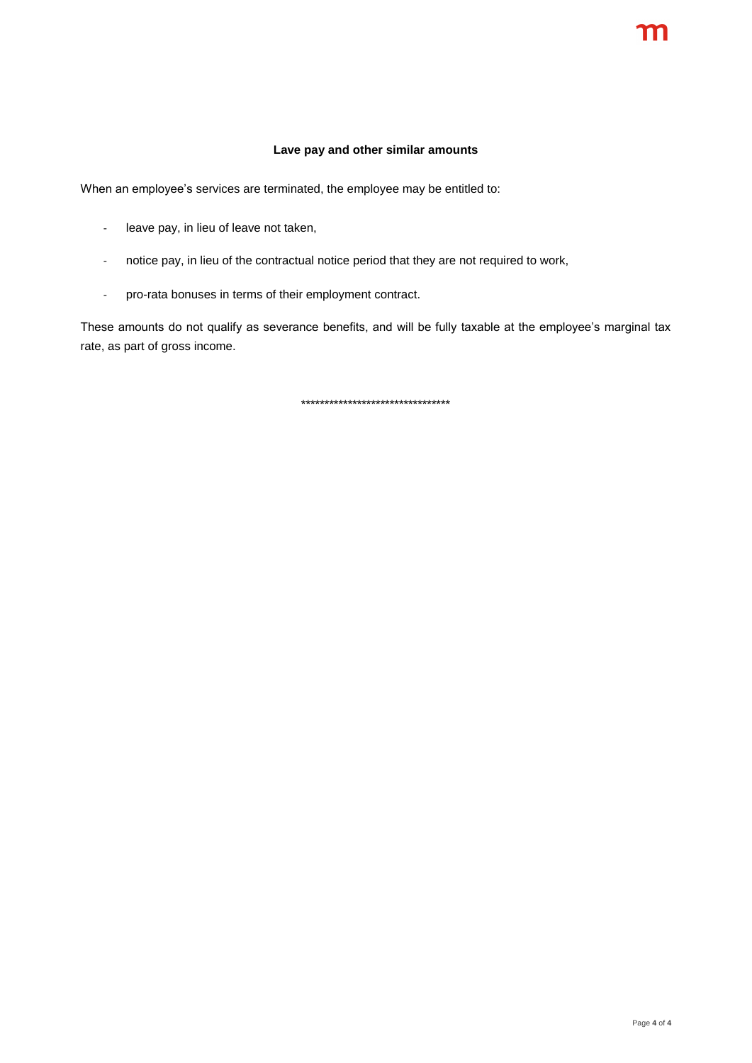**Lave pay and other similar amounts**

When an employee's services are terminated, the employee may be entitled to:

- leave pay, in lieu of leave not taken,
- notice pay, in lieu of the contractual notice period that they are not required to work,
- pro-rata bonuses in terms of their employment contract.

These amounts do not qualify as severance benefits, and will be fully taxable at the employee's marginal tax rate, as part of gross income.

********************************